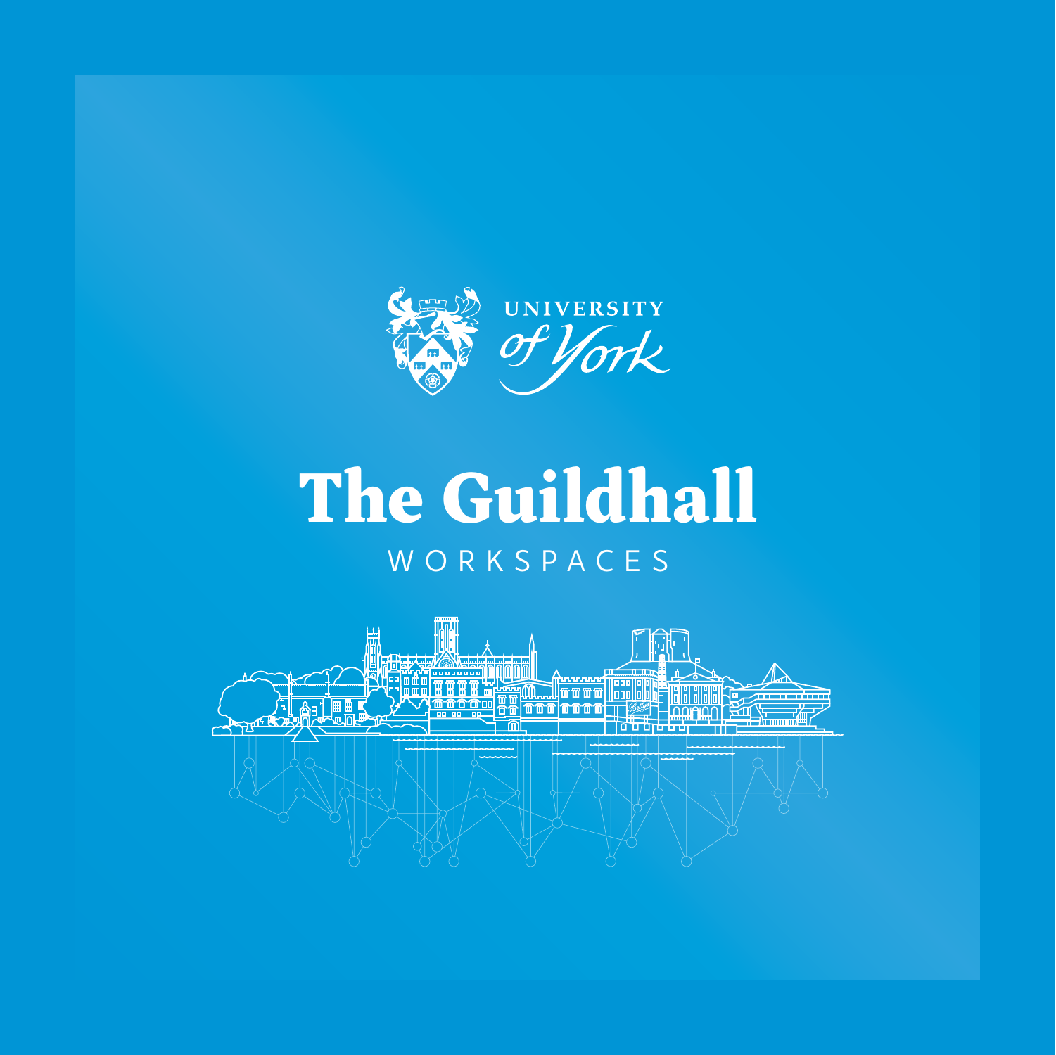UNIVERSITY *of York*

# The Guildhall

WORKSPACES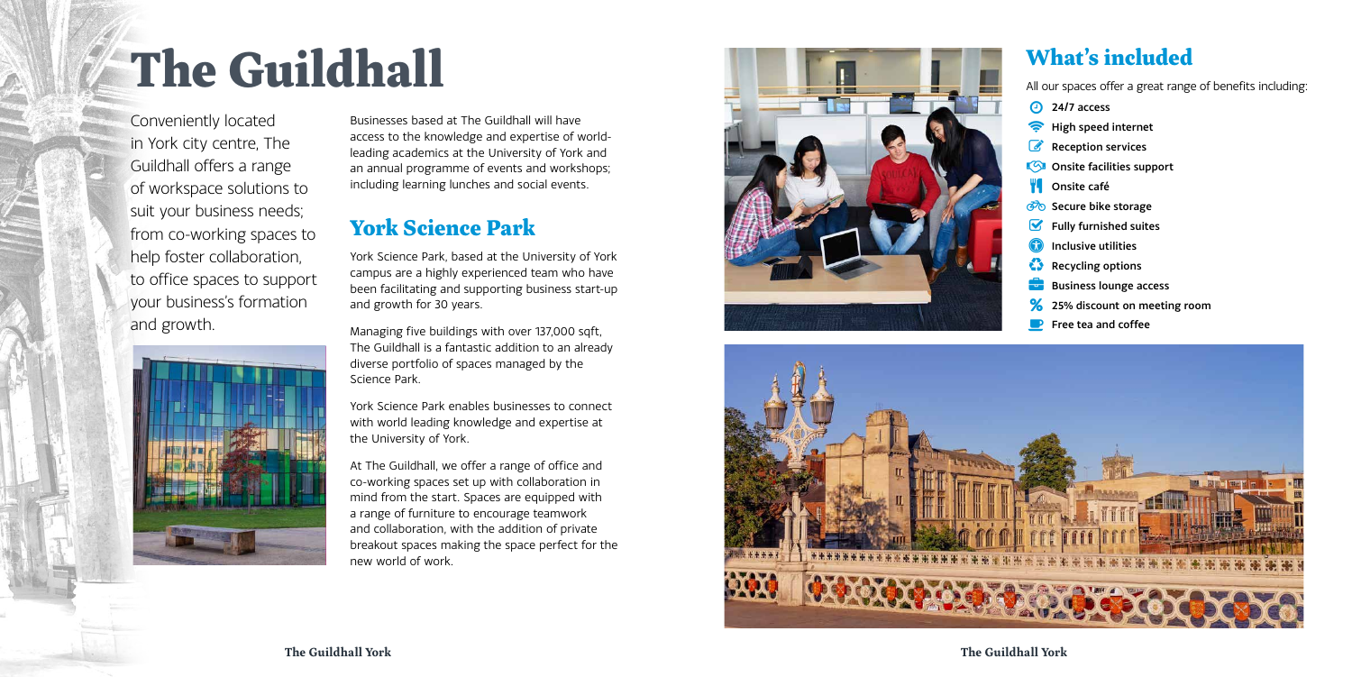# The Guildhall

Conveniently located in York city centre, The Guildhall offers a range of workspace solutions to suit your business needs; from co-working spaces to help foster collaboration, to office spaces to support your business's formation and growth.

Businesses based at The Guildhall will have access to the knowledge and expertise of world-leading academics at the University of York and an annual programme of events and workshops; including learning lunches and social events.

## York Science Park

York Science Park, based at the University of York campus are a highly experienced team who have been facilitating and supporting business start-up and growth for 30 years.

Managing five buildings with over 137,000 sqft, The Guildhall is a fantastic addition to an already diverse portfolio of spaces managed by the Science Park.

York Science Park enables businesses to connect with world leading knowledge and expertise at the University of York.

At The Guildhall, we offer a range of office and co-working spaces set up with collaboration in mind from the start. Spaces are equipped with a range of furniture to encourage teamwork and collaboration, with the addition of private breakout spaces making the space perfect for the new world of work.

## What's included

All our spaces offer a great range of benefits including:

- **24/7 access**
- **High speed internet**
- **Reception services**
- **Onsite facilities support**
- **Onsite café**
- **Secure bike storage**
- **Fully furnished suites**
- **Inclusive utilities**
- **Recycling options**
- **Business lounge access**
- **25% discount on meeting room**
- **Free tea and coffee**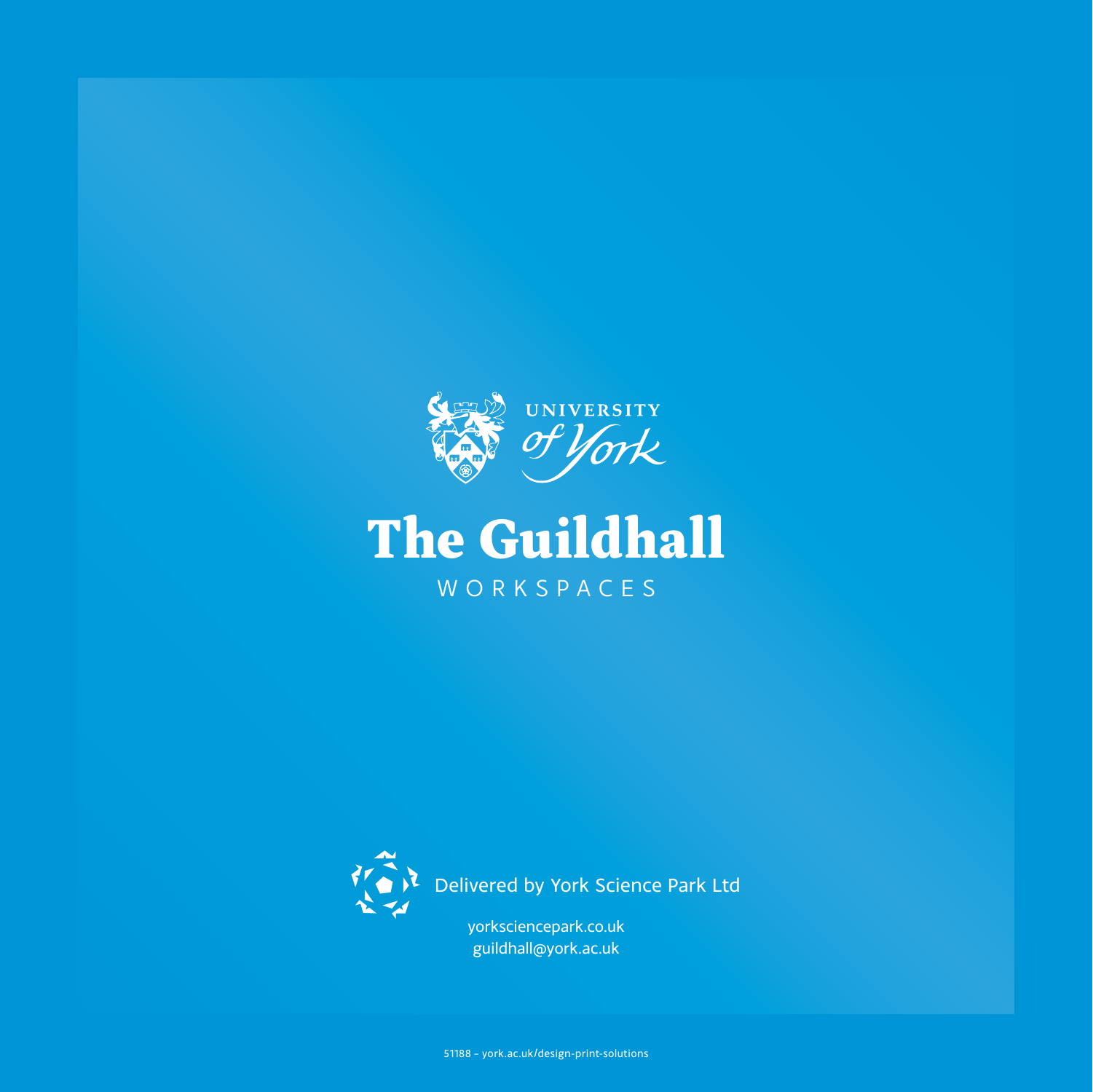UNIVERSITY *of York*

# The Guildhall

WORKSPACES

Delivered by York Science Park Ltd

yorksciencepark.co.uk
guildhall@york.ac.uk

51188 – york.ac.uk/design-print-solutions